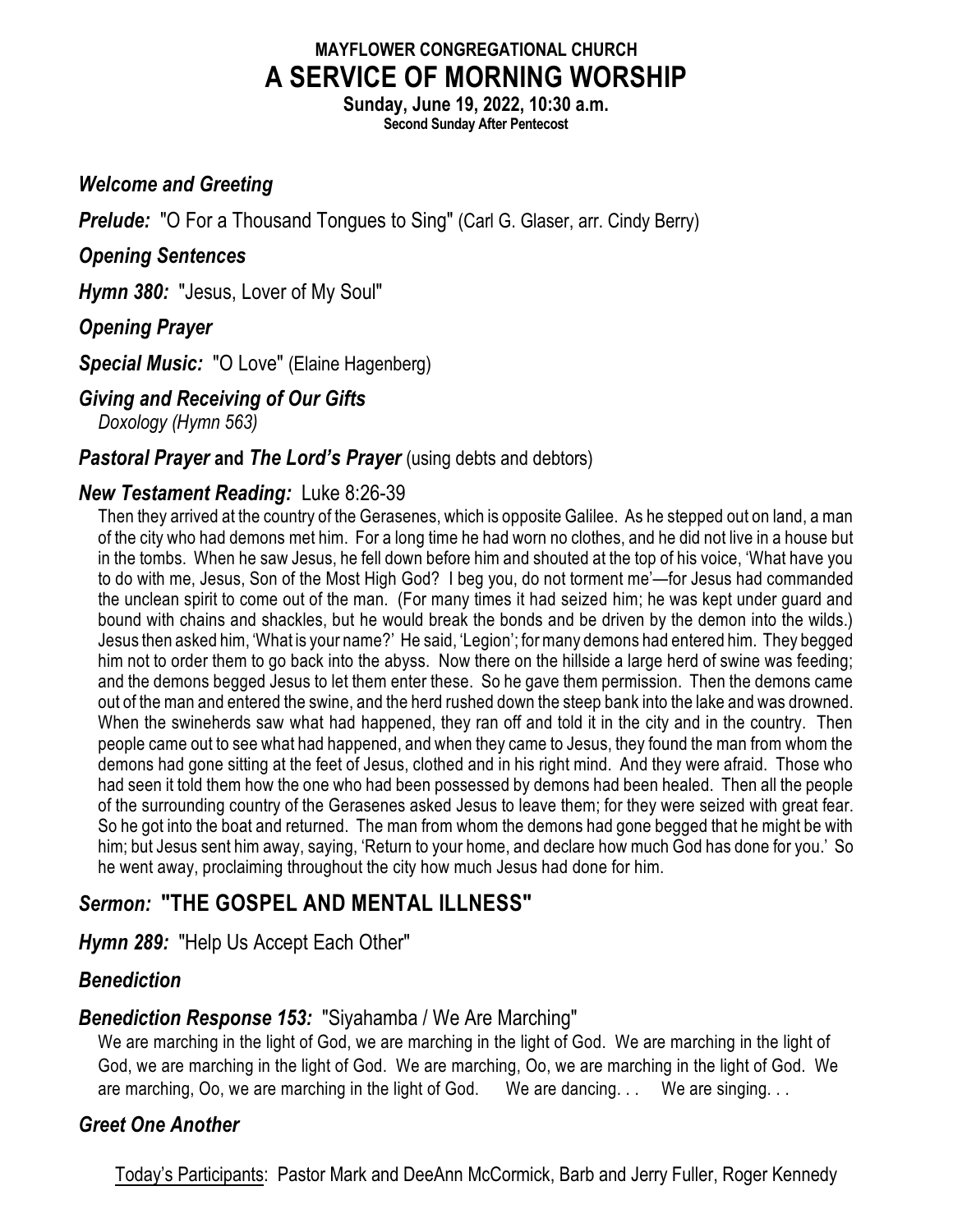**MAYFLOWER CONGREGATIONAL CHURCH**

# A SERVICE OF MORNING WORSHIP

**Sunday, June 19, 2022, 10:30 a.m.**
**Second Sunday After Pentecost**

***Welcome and Greeting***

***Prelude:*** "O For a Thousand Tongues to Sing" (Carl G. Glaser, arr. Cindy Berry)

***Opening Sentences***

***Hymn 380:*** "Jesus, Lover of My Soul"

***Opening Prayer***

***Special Music:*** "O Love" (Elaine Hagenberg)

***Giving and Receiving of Our Gifts***
*Doxology (Hymn 563)*

***Pastoral Prayer* and *The Lord's Prayer*** (using debts and debtors)

***New Testament Reading:*** Luke 8:26-39

Then they arrived at the country of the Gerasenes, which is opposite Galilee. As he stepped out on land, a man of the city who had demons met him. For a long time he had worn no clothes, and he did not live in a house but in the tombs. When he saw Jesus, he fell down before him and shouted at the top of his voice, 'What have you to do with me, Jesus, Son of the Most High God? I beg you, do not torment me'—for Jesus had commanded the unclean spirit to come out of the man. (For many times it had seized him; he was kept under guard and bound with chains and shackles, but he would break the bonds and be driven by the demon into the wilds.) Jesus then asked him, 'What is your name?' He said, 'Legion'; for many demons had entered him. They begged him not to order them to go back into the abyss. Now there on the hillside a large herd of swine was feeding; and the demons begged Jesus to let them enter these. So he gave them permission. Then the demons came out of the man and entered the swine, and the herd rushed down the steep bank into the lake and was drowned. When the swineherds saw what had happened, they ran off and told it in the city and in the country. Then people came out to see what had happened, and when they came to Jesus, they found the man from whom the demons had gone sitting at the feet of Jesus, clothed and in his right mind. And they were afraid. Those who had seen it told them how the one who had been possessed by demons had been healed. Then all the people of the surrounding country of the Gerasenes asked Jesus to leave them; for they were seized with great fear. So he got into the boat and returned. The man from whom the demons had gone begged that he might be with him; but Jesus sent him away, saying, 'Return to your home, and declare how much God has done for you.' So he went away, proclaiming throughout the city how much Jesus had done for him.

***Sermon:*** **"THE GOSPEL AND MENTAL ILLNESS"**

***Hymn 289:*** "Help Us Accept Each Other"

***Benediction***

***Benediction Response 153:*** "Siyahamba / We Are Marching"

We are marching in the light of God, we are marching in the light of God. We are marching in the light of God, we are marching in the light of God. We are marching, Oo, we are marching in the light of God. We are marching, Oo, we are marching in the light of God. We are dancing. . . We are singing. . .

***Greet One Another***

Today's Participants: Pastor Mark and DeeAnn McCormick, Barb and Jerry Fuller, Roger Kennedy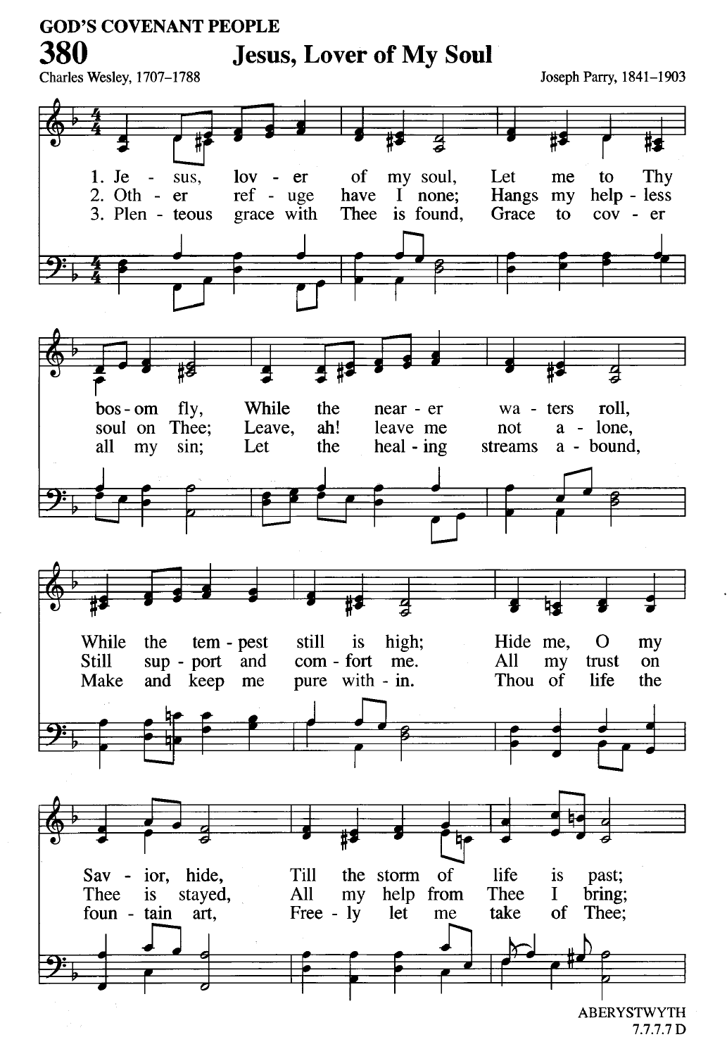GOD'S COVENANT PEOPLE

# 380 Jesus, Lover of My Soul

Charles Wesley, 1707–1788

Joseph Parry, 1841–1903

1. Je - sus, lov - er of my soul, Let me to Thy bos - om fly, While the near - er wa - ters roll, While the tem - pest still is high; Hide me, O my Sav - ior, hide, Till the storm of life is past;

2. Oth - er ref - uge have I none; Hangs my help - less soul on Thee; Leave, ah! leave me not a - lone, Still sup - port and com - fort me. All my trust on Thee is stayed, All my help from Thee I bring;

3. Plen - teous grace with Thee is found, Grace to cov - er all my sin; Let the heal - ing streams a - bound, Make and keep me pure with - in. Thou of life the foun - tain art, Free - ly let me take of Thee;

ABERYSTWYTH
7.7.7.7 D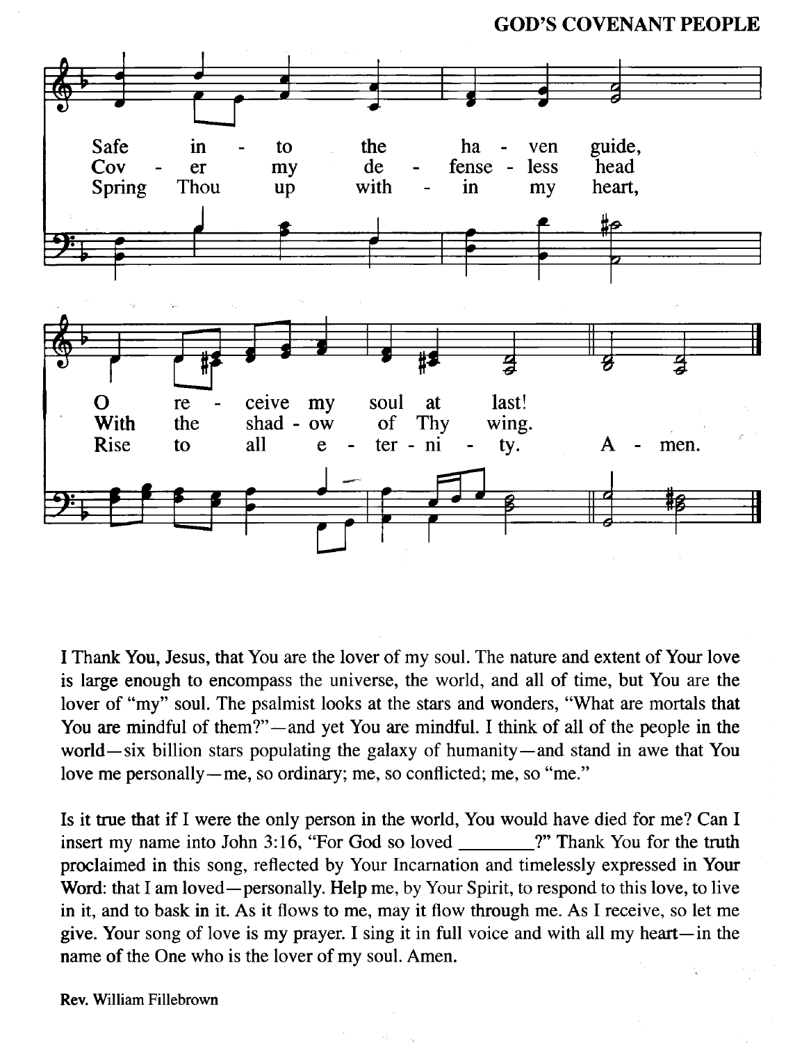Safe into the haven guide,
O receive my soul at last!

Cover my defenseless head
With the shadow of Thy wing.

Spring Thou up within my heart,
Rise to all eternity.

Amen.

I Thank You, Jesus, that You are the lover of my soul. The nature and extent of Your love is large enough to encompass the universe, the world, and all of time, but You are the lover of "my" soul. The psalmist looks at the stars and wonders, "What are mortals that You are mindful of them?"—and yet You are mindful. I think of all of the people in the world—six billion stars populating the galaxy of humanity—and stand in awe that You love me personally—me, so ordinary; me, so conflicted; me, so "me."

Is it true that if I were the only person in the world, You would have died for me? Can I insert my name into John 3:16, "For God so loved ________?" Thank You for the truth proclaimed in this song, reflected by Your Incarnation and timelessly expressed in Your Word: that I am loved—personally. Help me, by Your Spirit, to respond to this love, to live in it, and to bask in it. As it flows to me, may it flow through me. As I receive, so let me give. Your song of love is my prayer. I sing it in full voice and with all my heart—in the name of the One who is the lover of my soul. Amen.

Rev. William Fillebrown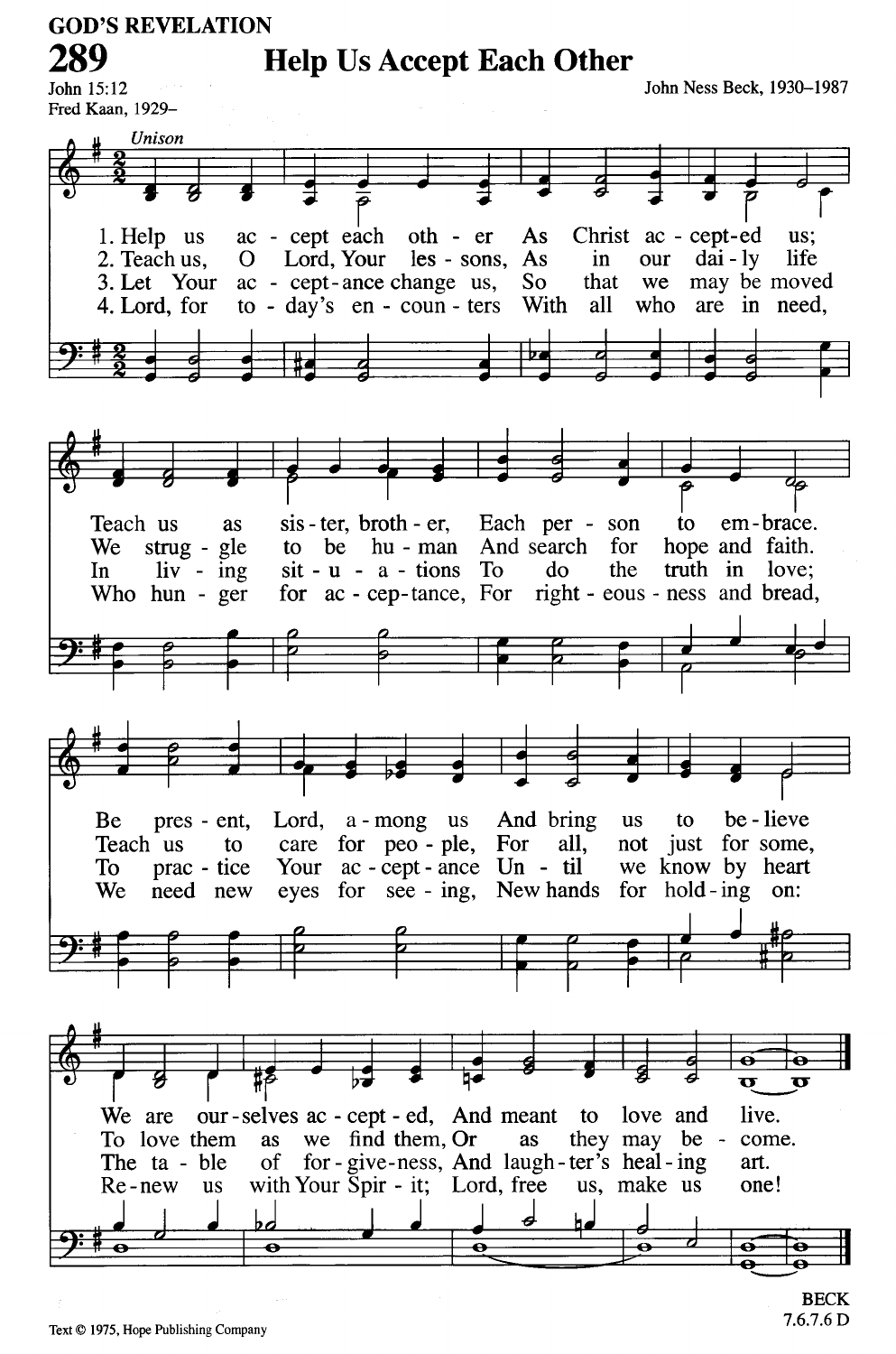GOD'S REVELATION

# 289 Help Us Accept Each Other

John 15:12
Fred Kaan, 1929–

John Ness Beck, 1930–1987

*Unison*

1. Help us accept each other As Christ accepted us;
Teach us as sister, brother, Each person to embrace.
Be present, Lord, among us And bring us to believe
We are ourselves accepted, And meant to love and live.

2. Teach us, O Lord, Your lessons, As in our daily life
We struggle to be human And search for hope and faith.
Teach us to care for people, For all, not just for some,
To love them as we find them, Or as they may become.

3. Let Your acceptance change us, So that we may be moved
In living situations To do the truth in love;
To practice Your acceptance Until we know by heart
The table of forgiveness, And laughter's healing art.

4. Lord, for today's encounters With all who are in need,
Who hunger for acceptance, For righteousness and bread,
We need new eyes for seeing, New hands for holding on:
Renew us with Your Spirit; Lord, free us, make us one!

Text © 1975, Hope Publishing Company

BECK
7.6.7.6 D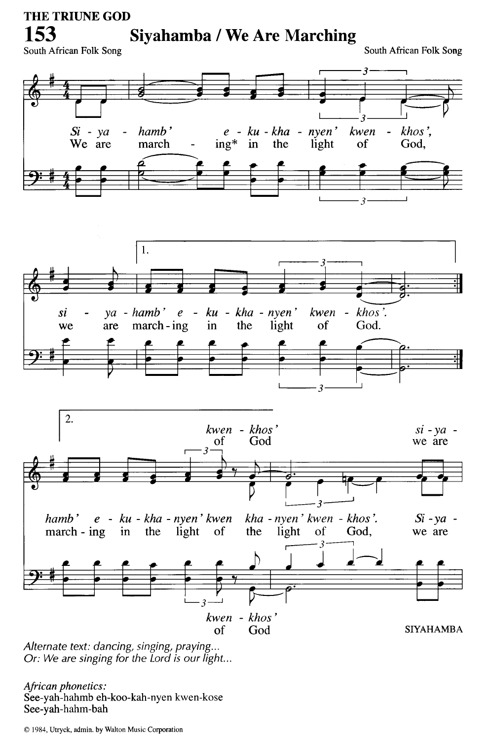THE TRUNE GOD

# 153 Siyahamba / We Are Marching

South African Folk Song — South African Folk Song

*Si - ya - hamb' e - ku - kha - nyen' kwen - khos',*
We are march - ing* in the light of God,

*si - ya - hamb' e - ku - kha - nyen' kwen - khos'.*
we are march-ing in the light of God.

*kwen - khos'* / of God — *si - ya -* / we are

*hamb' e - ku - kha - nyen' kwen kha - nyen' kwen - khos'. Si - ya -*
march - ing in the light of the light of God, we are

*kwen - khos'* / of God

SIYAHAMBA

*Alternate text: dancing, singing, praying...*
*Or: We are singing for the Lord is our light...*

*African phonetics:*
See-yah-hahmb eh-koo-kah-nyen kwen-kose
See-yah-hahm-bah

© 1984, Utryck, admin. by Walton Music Corporation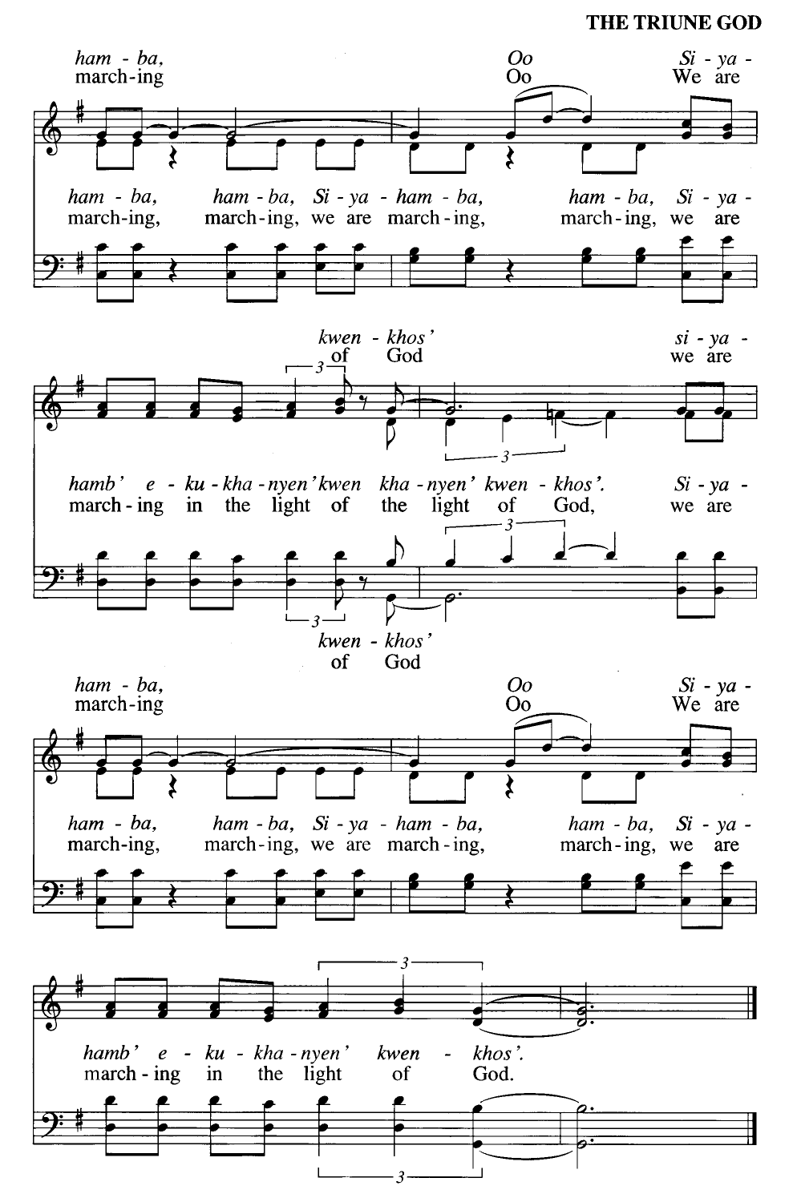ham - ba, Oo Si - ya -
march-ing Oo We are

ham - ba, ham - ba, Si - ya - ham - ba, ham - ba, Si - ya -
march-ing, march-ing, we are march - ing, march - ing, we are

kwen - khos' si - ya -
of God we are

hamb' e - ku - kha - nyen' kwen kha - nyen' kwen - khos'. Si - ya -
march - ing in the light of the light of God, we are

kwen - khos'
of God

ham - ba, Oo Si - ya -
march-ing Oo We are

ham - ba, ham - ba, Si - ya - ham - ba, ham - ba, Si - ya -
march-ing, march-ing, we are march - ing, march - ing, we are

hamb' e - ku - kha - nyen' kwen - khos'.
march - ing in the light of God.